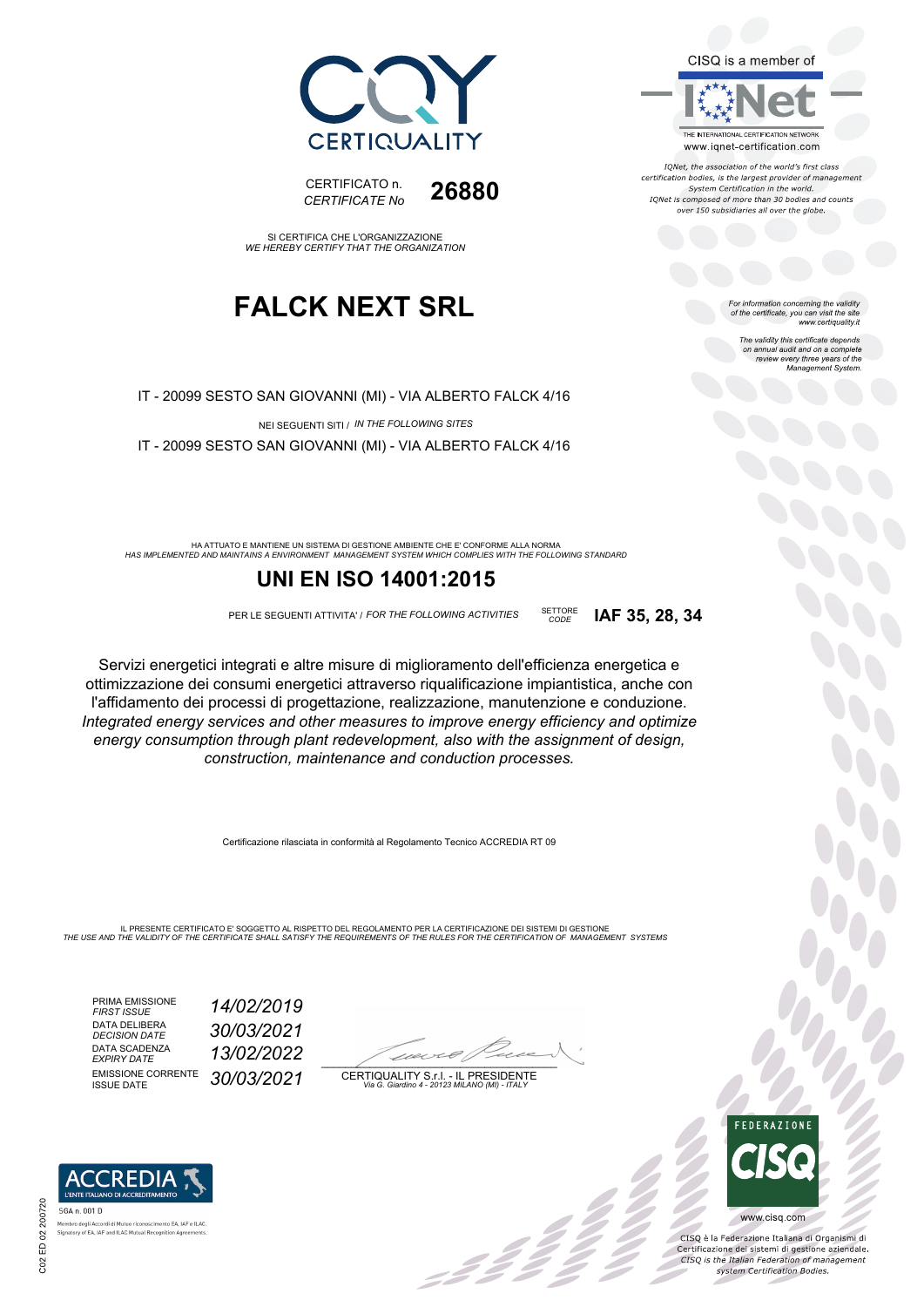CERTIQUALITY

CERTIFICATO n. *CERTIFICATE No* **26880**

SI CERTIFICA CHE L'ORGANIZZAZIONE
*WE HEREBY CERTIFY THAT THE ORGANIZATION*

# FALCK NEXT SRL

IT - 20099 SESTO SAN GIOVANNI (MI) - VIA ALBERTO FALCK 4/16

NEI SEGUENTI SITI / *IN THE FOLLOWING SITES*

IT - 20099 SESTO SAN GIOVANNI (MI) - VIA ALBERTO FALCK 4/16

HA ATTUATO E MANTIENE UN SISTEMA DI GESTIONE AMBIENTE CHE E' CONFORME ALLA NORMA
*HAS IMPLEMENTED AND MAINTAINS A ENVIRONMENT MANAGEMENT SYSTEM WHICH COMPLIES WITH THE FOLLOWING STANDARD*

## UNI EN ISO 14001:2015

PER LE SEGUENTI ATTIVITA' / *FOR THE FOLLOWING ACTIVITIES* SETTORE *CODE* **IAF 35, 28, 34**

Servizi energetici integrati e altre misure di miglioramento dell'efficienza energetica e ottimizzazione dei consumi energetici attraverso riqualificazione impiantistica, anche con l'affidamento dei processi di progettazione, realizzazione, manutenzione e conduzione.
*Integrated energy services and other measures to improve energy efficiency and optimize energy consumption through plant redevelopment, also with the assignment of design, construction, maintenance and conduction processes.*

Certificazione rilasciata in conformità al Regolamento Tecnico ACCREDIA RT 09

IL PRESENTE CERTIFICATO E' SOGGETTO AL RISPETTO DEL REGOLAMENTO PER LA CERTIFICAZIONE DEI SISTEMI DI GESTIONE
*THE USE AND THE VALIDITY OF THE CERTIFICATE SHALL SATISFY THE REQUIREMENTS OF THE RULES FOR THE CERTIFICATION OF MANAGEMENT SYSTEMS*

| | |
|---|---|
| PRIMA EMISSIONE *FIRST ISSUE* | *14/02/2019* |
| DATA DELIBERA *DECISION DATE* | *30/03/2021* |
| DATA SCADENZA *EXPIRY DATE* | *13/02/2022* |
| EMISSIONE CORRENTE *ISSUE DATE* | *30/03/2021* |

CERTIQUALITY S.r.l. - IL PRESIDENTE
*Via G. Giardino 4 - 20123 MILANO (MI) - ITALY*

CISQ is a member of IQNet
THE INTERNATIONAL CERTIFICATION NETWORK
www.iqnet-certification.com

*IQNet, the association of the world's first class certification bodies, is the largest provider of management System Certification in the world. IQNet is composed of more than 30 bodies and counts over 150 subsidiaries all over the globe.*

*For information concerning the validity of the certificate, you can visit the site www.certiquality.it*

*The validity this certificate depends on annual audit and on a complete review every three years of the Management System.*

ACCREDIA
L'ENTE ITALIANO DI ACCREDITAMENTO
SGA n. 001 D
Membro degli Accordi di Mutuo riconoscimento EA, IAF e ILAC.
Signatory of EA, IAF and ILAC Mutual Recognition Agreements.

FEDERAZIONE CISQ
www.cisq.com

CISQ è la Federazione Italiana di Organismi di Certificazione dei sistemi di gestione aziendale.
*CISQ is the Italian Federation of management system Certification Bodies.*

C02 ED 02 200720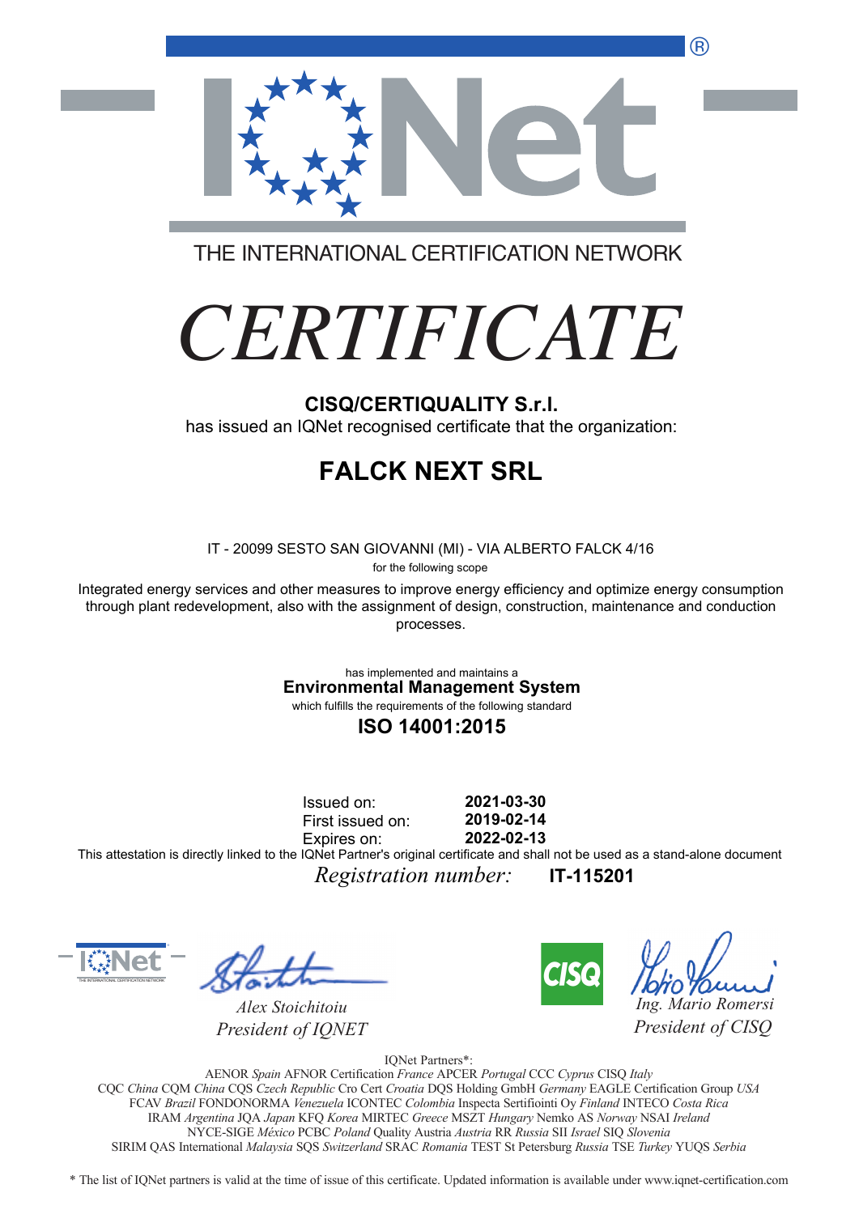THE INTERNATIONAL CERTIFICATION NETWORK

# *CERTIFICATE*

**CISQ/CERTIQUALITY S.r.l.**

has issued an IQNet recognised certificate that the organization:

## FALCK NEXT SRL

IT - 20099 SESTO SAN GIOVANNI (MI) - VIA ALBERTO FALCK 4/16

for the following scope

Integrated energy services and other measures to improve energy efficiency and optimize energy consumption through plant redevelopment, also with the assignment of design, construction, maintenance and conduction processes.

has implemented and maintains a

**Environmental Management System**

which fulfills the requirements of the following standard

**ISO 14001:2015**

Issued on: **2021-03-30**
First issued on: **2019-02-14**
Expires on: **2022-02-13**

This attestation is directly linked to the IQNet Partner's original certificate and shall not be used as a stand-alone document

*Registration number:* **IT-115201**

*Alex Stoichitoiu*
*President of IQNET*

*Ing. Mario Romersi*
*President of CISQ*

IQNet Partners*:

AENOR *Spain* AFNOR Certification *France* APCER *Portugal* CCC *Cyprus* CISQ *Italy*
CQC *China* CQM *China* CQS *Czech Republic* Cro Cert *Croatia* DQS Holding GmbH *Germany* EAGLE Certification Group *USA*
FCAV *Brazil* FONDONORMA *Venezuela* ICONTEC *Colombia* Inspecta Sertifiointi Oy *Finland* INTECO *Costa Rica*
IRAM *Argentina* JQA *Japan* KFQ *Korea* MIRTEC *Greece* MSZT *Hungary* Nemko AS *Norway* NSAI *Ireland*
NYCE-SIGE *México* PCBC *Poland* Quality Austria *Austria* RR *Russia* SII *Israel* SIQ *Slovenia*
SIRIM QAS International *Malaysia* SQS *Switzerland* SRAC *Romania* TEST St Petersburg *Russia* TSE *Turkey* YUQS *Serbia*

* The list of IQNet partners is valid at the time of issue of this certificate. Updated information is available under www.iqnet-certification.com